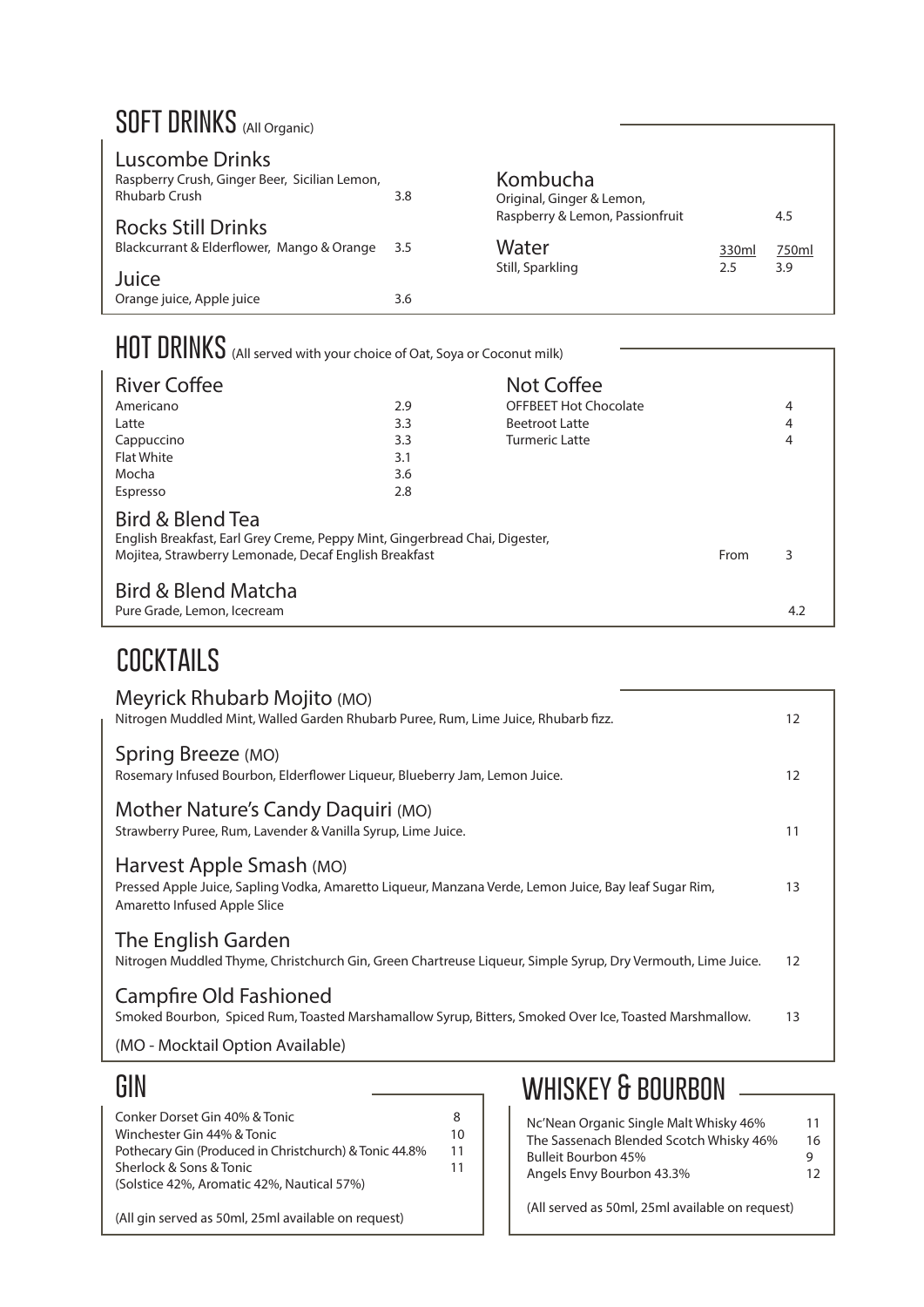## SOFT DRINKS (All Organic)

### Luscombe Drinks
Raspberry Crush, Ginger Beer, Sicilian Lemon, Rhubarb Crush — 3.8

### Rocks Still Drinks
Blackcurrant & Elderflower, Mango & Orange — 3.5

### Juice
Orange juice, Apple juice — 3.6

### Kombucha
Original, Ginger & Lemon, Raspberry & Lemon, Passionfruit — 4.5

### Water

| | 330ml | 750ml |
|---|---|---|
| Still, Sparkling | 2.5 | 3.9 |

## HOT DRINKS (All served with your choice of Oat, Soya or Coconut milk)

### River Coffee

| | |
|---|---|
| Americano | 2.9 |
| Latte | 3.3 |
| Cappuccino | 3.3 |
| Flat White | 3.1 |
| Mocha | 3.6 |
| Espresso | 2.8 |

### Not Coffee

| | |
|---|---|
| OFFBEET Hot Chocolate | 4 |
| Beetroot Latte | 4 |
| Turmeric Latte | 4 |

### Bird & Blend Tea
English Breakfast, Earl Grey Creme, Peppy Mint, Gingerbread Chai, Digester, Mojitea, Strawberry Lemonade, Decaf English Breakfast — From 3

### Bird & Blend Matcha
Pure Grade, Lemon, Icecream — 4.2

## COCKTAILS

### Meyrick Rhubarb Mojito (MO)
Nitrogen Muddled Mint, Walled Garden Rhubarb Puree, Rum, Lime Juice, Rhubarb fizz. — 12

### Spring Breeze (MO)
Rosemary Infused Bourbon, Elderflower Liqueur, Blueberry Jam, Lemon Juice. — 12

### Mother Nature's Candy Daquiri (MO)
Strawberry Puree, Rum, Lavender & Vanilla Syrup, Lime Juice. — 11

### Harvest Apple Smash (MO)
Pressed Apple Juice, Sapling Vodka, Amaretto Liqueur, Manzana Verde, Lemon Juice, Bay leaf Sugar Rim, Amaretto Infused Apple Slice — 13

### The English Garden
Nitrogen Muddled Thyme, Christchurch Gin, Green Chartreuse Liqueur, Simple Syrup, Dry Vermouth, Lime Juice. — 12

### Campfire Old Fashioned
Smoked Bourbon, Spiced Rum, Toasted Marshamallow Syrup, Bitters, Smoked Over Ice, Toasted Marshmallow. — 13

(MO - Mocktail Option Available)

## GIN

| | |
|---|---|
| Conker Dorset Gin 40% & Tonic | 8 |
| Winchester Gin 44% & Tonic | 10 |
| Pothecary Gin (Produced in Christchurch) & Tonic 44.8% | 11 |
| Sherlock & Sons & Tonic (Solstice 42%, Aromatic 42%, Nautical 57%) | 11 |

(All gin served as 50ml, 25ml available on request)

## WHISKEY & BOURBON

| | |
|---|---|
| Nc'Nean Organic Single Malt Whisky 46% | 11 |
| The Sassenach Blended Scotch Whisky 46% | 16 |
| Bulleit Bourbon 45% | 9 |
| Angels Envy Bourbon 43.3% | 12 |

(All served as 50ml, 25ml available on request)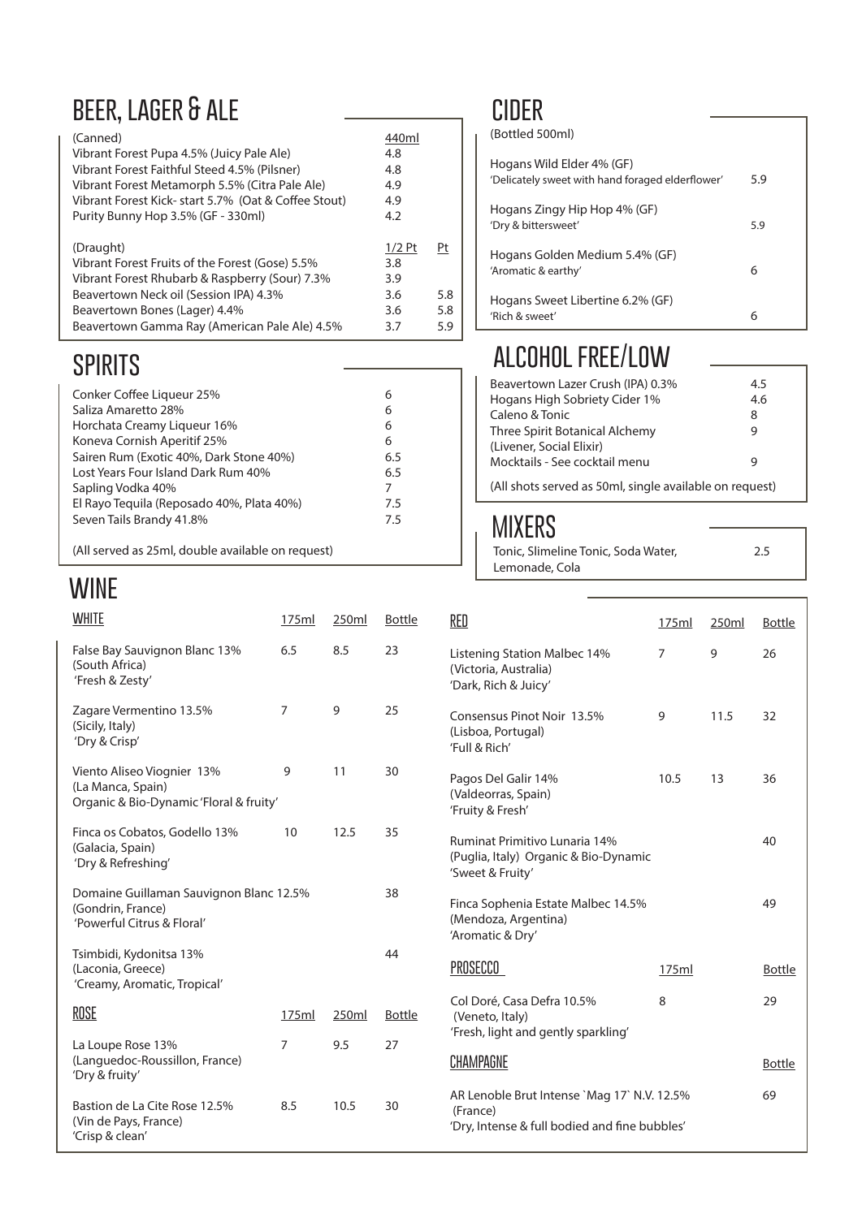## BEER, LAGER & ALE

| (Canned) | 440ml | |
| --- | --- | --- |
| Vibrant Forest Pupa 4.5% (Juicy Pale Ale) | 4.8 | |
| Vibrant Forest Faithful Steed 4.5% (Pilsner) | 4.8 | |
| Vibrant Forest Metamorph 5.5% (Citra Pale Ale) | 4.9 | |
| Vibrant Forest Kick- start 5.7% (Oat & Coffee Stout) | 4.9 | |
| Purity Bunny Hop 3.5% (GF - 330ml) | 4.2 | |
| **(Draught)** | **1/2 Pt** | **Pt** |
| Vibrant Forest Fruits of the Forest (Gose) 5.5% | 3.8 | |
| Vibrant Forest Rhubarb & Raspberry (Sour) 7.3% | 3.9 | |
| Beavertown Neck oil (Session IPA) 4.3% | 3.6 | 5.8 |
| Beavertown Bones (Lager) 4.4% | 3.6 | 5.8 |
| Beavertown Gamma Ray (American Pale Ale) 4.5% | 3.7 | 5.9 |

## SPIRITS

| | |
| --- | --- |
| Conker Coffee Liqueur 25% | 6 |
| Saliza Amaretto 28% | 6 |
| Horchata Creamy Liqueur 16% | 6 |
| Koneva Cornish Aperitif 25% | 6 |
| Sairen Rum (Exotic 40%, Dark Stone 40%) | 6.5 |
| Lost Years Four Island Dark Rum 40% | 6.5 |
| Sapling Vodka 40% | 7 |
| El Rayo Tequila (Reposado 40%, Plata 40%) | 7.5 |
| Seven Tails Brandy 41.8% | 7.5 |

(All served as 25ml, double available on request)

## CIDER

(Bottled 500ml)

| | |
| --- | --- |
| Hogans Wild Elder 4% (GF)<br>'Delicately sweet with hand foraged elderflower' | 5.9 |
| Hogans Zingy Hip Hop 4% (GF)<br>'Dry & bittersweet' | 5.9 |
| Hogans Golden Medium 5.4% (GF)<br>'Aromatic & earthy' | 6 |
| Hogans Sweet Libertine 6.2% (GF)<br>'Rich & sweet' | 6 |

## ALCOHOL FREE/LOW

| | |
| --- | --- |
| Beavertown Lazer Crush (IPA) 0.3% | 4.5 |
| Hogans High Sobriety Cider 1% | 4.6 |
| Caleno & Tonic | 8 |
| Three Spirit Botanical Alchemy (Livener, Social Elixir) | 9 |
| Mocktails - See cocktail menu | 9 |

(All shots served as 50ml, single available on request)

## MIXERS

| | |
| --- | --- |
| Tonic, Slimeline Tonic, Soda Water, Lemonade, Cola | 2.5 |

## WINE

| WHITE | 175ml | 250ml | Bottle |
| --- | --- | --- | --- |
| False Bay Sauvignon Blanc 13%<br>(South Africa)<br>'Fresh & Zesty' | 6.5 | 8.5 | 23 |
| Zagare Vermentino 13.5%<br>(Sicily, Italy)<br>'Dry & Crisp' | 7 | 9 | 25 |
| Viento Aliseo Viognier 13%<br>(La Manca, Spain)<br>Organic & Bio-Dynamic 'Floral & fruity' | 9 | 11 | 30 |
| Finca os Cobatos, Godello 13%<br>(Galacia, Spain)<br>'Dry & Refreshing' | 10 | 12.5 | 35 |
| Domaine Guillaman Sauvignon Blanc 12.5%<br>(Gondrin, France)<br>'Powerful Citrus & Floral' | | | 38 |
| Tsimbidi, Kydonitsa 13%<br>(Laconia, Greece)<br>'Creamy, Aromatic, Tropical' | | | 44 |

| ROSE | 175ml | 250ml | Bottle |
| --- | --- | --- | --- |
| La Loupe Rose 13%<br>(Languedoc-Roussillon, France)<br>'Dry & fruity' | 7 | 9.5 | 27 |
| Bastion de La Cite Rose 12.5%<br>(Vin de Pays, France)<br>'Crisp & clean' | 8.5 | 10.5 | 30 |

| RED | 175ml | 250ml | Bottle |
| --- | --- | --- | --- |
| Listening Station Malbec 14%<br>(Victoria, Australia)<br>'Dark, Rich & Juicy' | 7 | 9 | 26 |
| Consensus Pinot Noir 13.5%<br>(Lisboa, Portugal)<br>'Full & Rich' | 9 | 11.5 | 32 |
| Pagos Del Galir 14%<br>(Valdeorras, Spain)<br>'Fruity & Fresh' | 10.5 | 13 | 36 |
| Ruminat Primitivo Lunaria 14%<br>(Puglia, Italy) Organic & Bio-Dynamic<br>'Sweet & Fruity' | | | 40 |
| Finca Sophenia Estate Malbec 14.5%<br>(Mendoza, Argentina)<br>'Aromatic & Dry' | | | 49 |

| PROSECCO | 175ml | Bottle |
| --- | --- | --- |
| Col Doré, Casa Defra 10.5%<br>(Veneto, Italy)<br>'Fresh, light and gently sparkling' | 8 | 29 |

| CHAMPAGNE | Bottle |
| --- | --- |
| AR Lenoble Brut Intense `Mag 17` N.V. 12.5%<br>(France)<br>'Dry, Intense & full bodied and fine bubbles' | 69 |